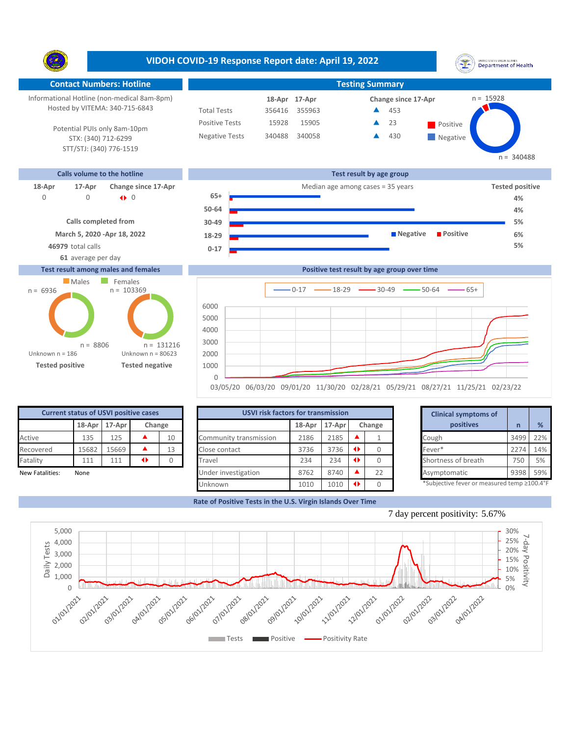# VIDOH COVID-19 Response Report date: April 19, 2022

## Contact Numbers: Hotline

Informational Hotline (non-medical 8am-8pm)
Hosted by VITEMA: 340-715-6843

Potential PUIs only 8am-10pm
STX: (340) 712-6299
STT/STJ: (340) 776-1519

## Testing Summary

| | 18-Apr | 17-Apr | Change since 17-Apr |
|---|---|---|---|
| Total Tests | 356416 | 355963 | ▲ 453 |
| Positive Tests | 15928 | 15905 | ▲ 23 |
| Negative Tests | 340488 | 340058 | ▲ 430 |

Positive n = 15928; Negative n = 340488

## Calls volume to the hotline

| 18-Apr | 17-Apr | Change since 17-Apr |
|---|---|---|
| 0 | 0 | ◆ 0 |

**Calls completed from**
**March 5, 2020 -Apr 18, 2022**
**46979** total calls
**61** average per day

## Test result by age group

Median age among cases = 35 years

| Age group | Tested positive |
|---|---|
| 65+ | 4% |
| 50-64 | 4% |
| 30-49 | 5% |
| 18-29 | 6% |
| 0-17 | 5% |

## Test result among males and females

| | Males | Females |
|---|---|---|
| Tested positive | n = 6936 | n = 8806 |
| Tested negative | n = 103369 | n = 131216 |

Tested positive: Unknown n = 186
Tested negative: Unknown n = 80623

## Positive test result by age group over time

Legend: 0-17, 18-29, 30-49, 50-64, 65+

## Current status of USVI positive cases

| | 18-Apr | 17-Apr | Change | |
|---|---|---|---|---|
| Active | 135 | 125 | ▲ | 10 |
| Recovered | 15682 | 15669 | ▲ | 13 |
| Fatality | 111 | 111 | ◆ | 0 |

New Fatalities: None

## USVI risk factors for transmission

| | 18-Apr | 17-Apr | Change | |
|---|---|---|---|---|
| Community transmission | 2186 | 2185 | ▲ | 1 |
| Close contact | 3736 | 3736 | ◆ | 0 |
| Travel | 234 | 234 | ◆ | 0 |
| Under investigation | 8762 | 8740 | ▲ | 22 |
| Unknown | 1010 | 1010 | ◆ | 0 |

## Clinical symptoms of positives

| | n | % |
|---|---|---|
| Cough | 3499 | 22% |
| Fever* | 2274 | 14% |
| Shortness of breath | 750 | 5% |
| Asymptomatic | 9398 | 59% |

*Subjective fever or measured temp ≥100.4°F

## Rate of Positive Tests in the U.S. Virgin Islands Over Time

7 day percent positivity: 5.67%

Legend: Tests, Positive, Positivity Rate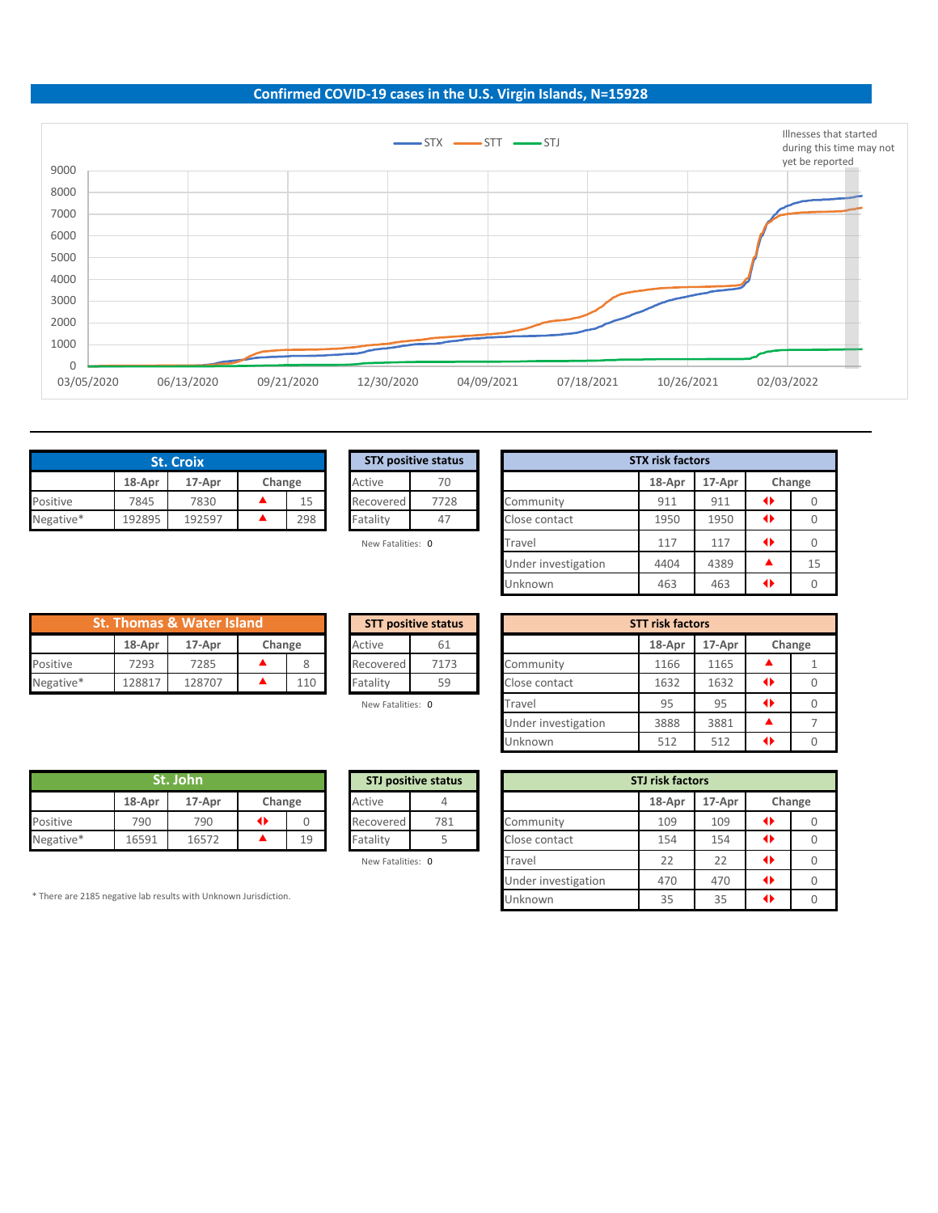## Confirmed COVID-19 cases in the U.S. Virgin Islands, N=15928

STX STT STJ

Illnesses that started during this time may not yet be reported

9000
8000
7000
6000
5000
4000
3000
2000
1000
0

03/05/2020 06/13/2020 09/21/2020 12/30/2020 04/09/2021 07/18/2021 10/26/2021 02/03/2022

| St. Croix | 18-Apr | 17-Apr | Change | |
|---|---|---|---|---|
| Positive | 7845 | 7830 | ▲ | 15 |
| Negative* | 192895 | 192597 | ▲ | 298 |

| STX positive status | |
|---|---|
| Active | 70 |
| Recovered | 7728 |
| Fatality | 47 |

New Fatalities: 0

| STX risk factors | 18-Apr | 17-Apr | Change | |
|---|---|---|---|---|
| Community | 911 | 911 | ◆ | 0 |
| Close contact | 1950 | 1950 | ◆ | 0 |
| Travel | 117 | 117 | ◆ | 0 |
| Under investigation | 4404 | 4389 | ▲ | 15 |
| Unknown | 463 | 463 | ◆ | 0 |

| St. Thomas & Water Island | 18-Apr | 17-Apr | Change | |
|---|---|---|---|---|
| Positive | 7293 | 7285 | ▲ | 8 |
| Negative* | 128817 | 128707 | ▲ | 110 |

| STT positive status | |
|---|---|
| Active | 61 |
| Recovered | 7173 |
| Fatality | 59 |

New Fatalities: 0

| STT risk factors | 18-Apr | 17-Apr | Change | |
|---|---|---|---|---|
| Community | 1166 | 1165 | ▲ | 1 |
| Close contact | 1632 | 1632 | ◆ | 0 |
| Travel | 95 | 95 | ◆ | 0 |
| Under investigation | 3888 | 3881 | ▲ | 7 |
| Unknown | 512 | 512 | ◆ | 0 |

| St. John | 18-Apr | 17-Apr | Change | |
|---|---|---|---|---|
| Positive | 790 | 790 | ◆ | 0 |
| Negative* | 16591 | 16572 | ▲ | 19 |

| STJ positive status | |
|---|---|
| Active | 4 |
| Recovered | 781 |
| Fatality | 5 |

New Fatalities: 0

| STJ risk factors | 18-Apr | 17-Apr | Change | |
|---|---|---|---|---|
| Community | 109 | 109 | ◆ | 0 |
| Close contact | 154 | 154 | ◆ | 0 |
| Travel | 22 | 22 | ◆ | 0 |
| Under investigation | 470 | 470 | ◆ | 0 |
| Unknown | 35 | 35 | ◆ | 0 |

* There are 2185 negative lab results with Unknown Jurisdiction.